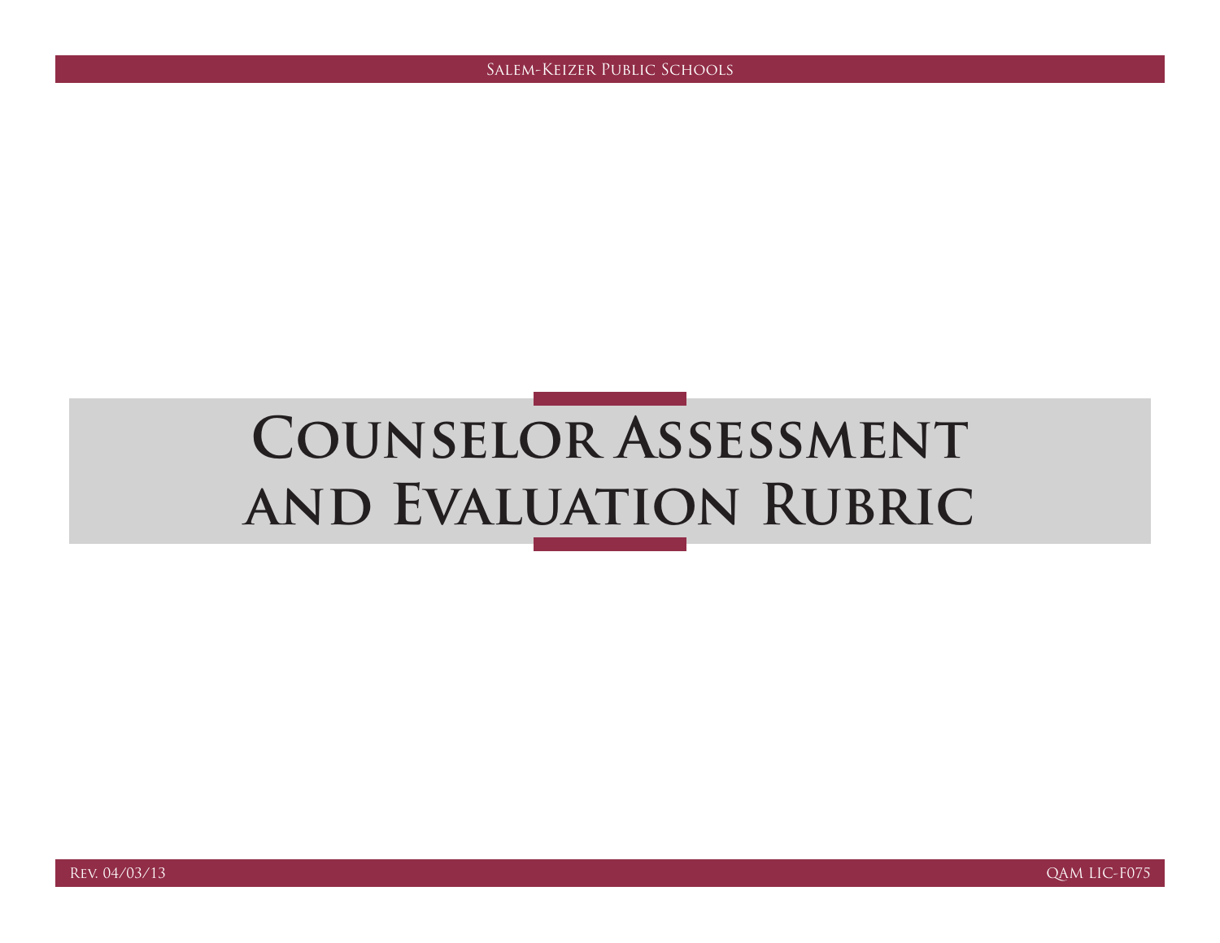Salem-Keizer Public Schools

# Counselor Assessment and Evaluation Rubric

Rev. 04/03/13

QAM LIC-F075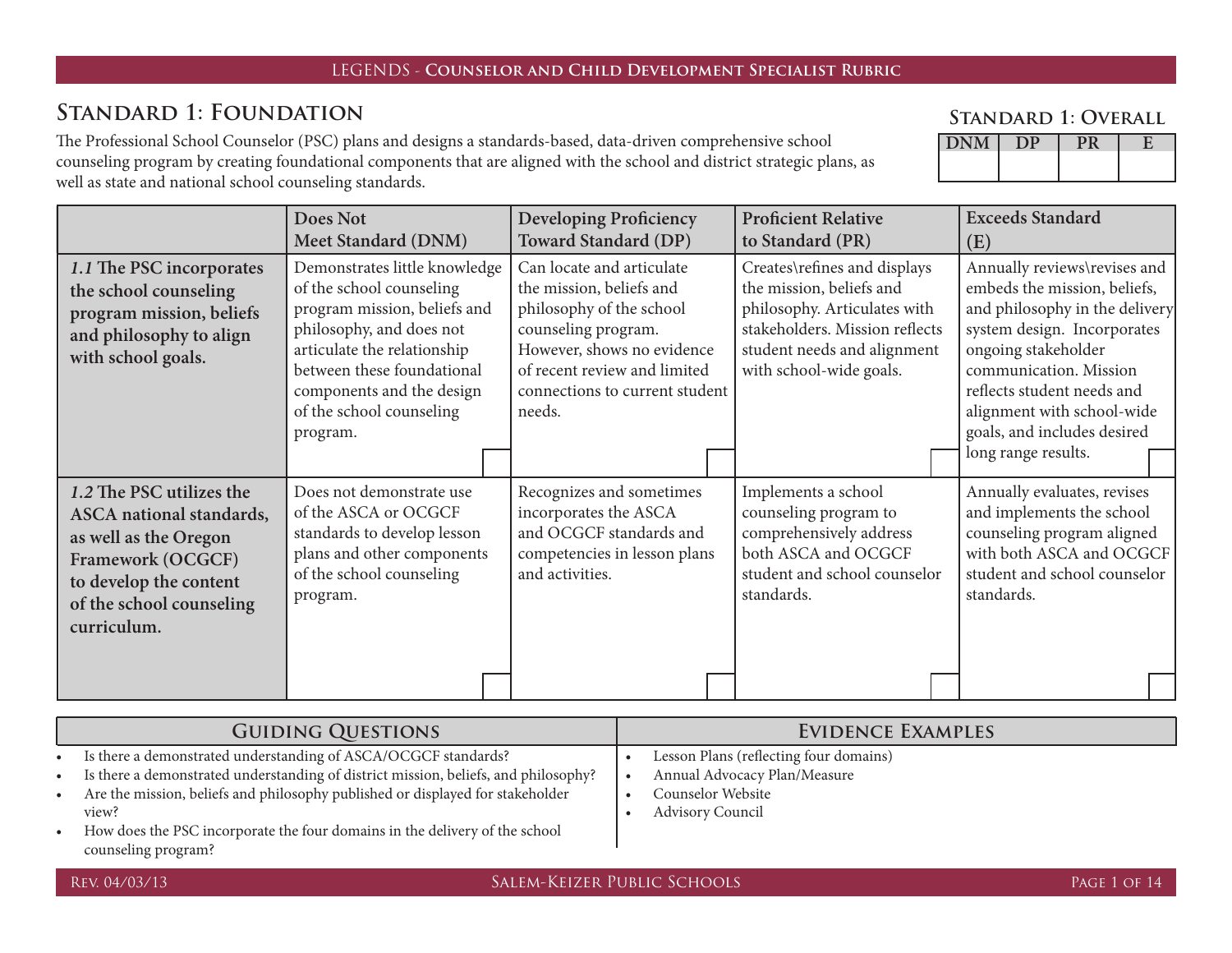## Standard 1: Foundation

The Professional School Counselor (PSC) plans and designs a standards-based, data-driven comprehensive school counseling program by creating foundational components that are aligned with the school and district strategic plans, as well as state and national school counseling standards.

**Standard 1: Overall**

| DNM | DP | PR | E |
|---|---|---|---|
| | | | |

| | Does Not Meet Standard (DNM) | Developing Proficiency Toward Standard (DP) | Proficient Relative to Standard (PR) | Exceeds Standard (E) |
|---|---|---|---|---|
| ***1.1* The PSC incorporates the school counseling program mission, beliefs and philosophy to align with school goals.** | Demonstrates little knowledge of the school counseling program mission, beliefs and philosophy, and does not articulate the relationship between these foundational components and the design of the school counseling program. | Can locate and articulate the mission, beliefs and philosophy of the school counseling program. However, shows no evidence of recent review and limited connections to current student needs. | Creates\refines and displays the mission, beliefs and philosophy. Articulates with stakeholders. Mission reflects student needs and alignment with school-wide goals. | Annually reviews\revises and embeds the mission, beliefs, and philosophy in the delivery system design. Incorporates ongoing stakeholder communication. Mission reflects student needs and alignment with school-wide goals, and includes desired long range results. |
| ***1.2* The PSC utilizes the ASCA national standards, as well as the Oregon Framework (OCGCF) to develop the content of the school counseling curriculum.** | Does not demonstrate use of the ASCA or OCGCF standards to develop lesson plans and other components of the school counseling program. | Recognizes and sometimes incorporates the ASCA and OCGCF standards and competencies in lesson plans and activities. | Implements a school counseling program to comprehensively address both ASCA and OCGCF student and school counselor standards. | Annually evaluates, revises and implements the school counseling program aligned with both ASCA and OCGCF student and school counselor standards. |

### Guiding Questions

- Is there a demonstrated understanding of ASCA/OCGCF standards?
- Is there a demonstrated understanding of district mission, beliefs, and philosophy?
- Are the mission, beliefs and philosophy published or displayed for stakeholder view?
- How does the PSC incorporate the four domains in the delivery of the school counseling program?

### Evidence Examples

- Lesson Plans (reflecting four domains)
- Annual Advocacy Plan/Measure
- Counselor Website
- Advisory Council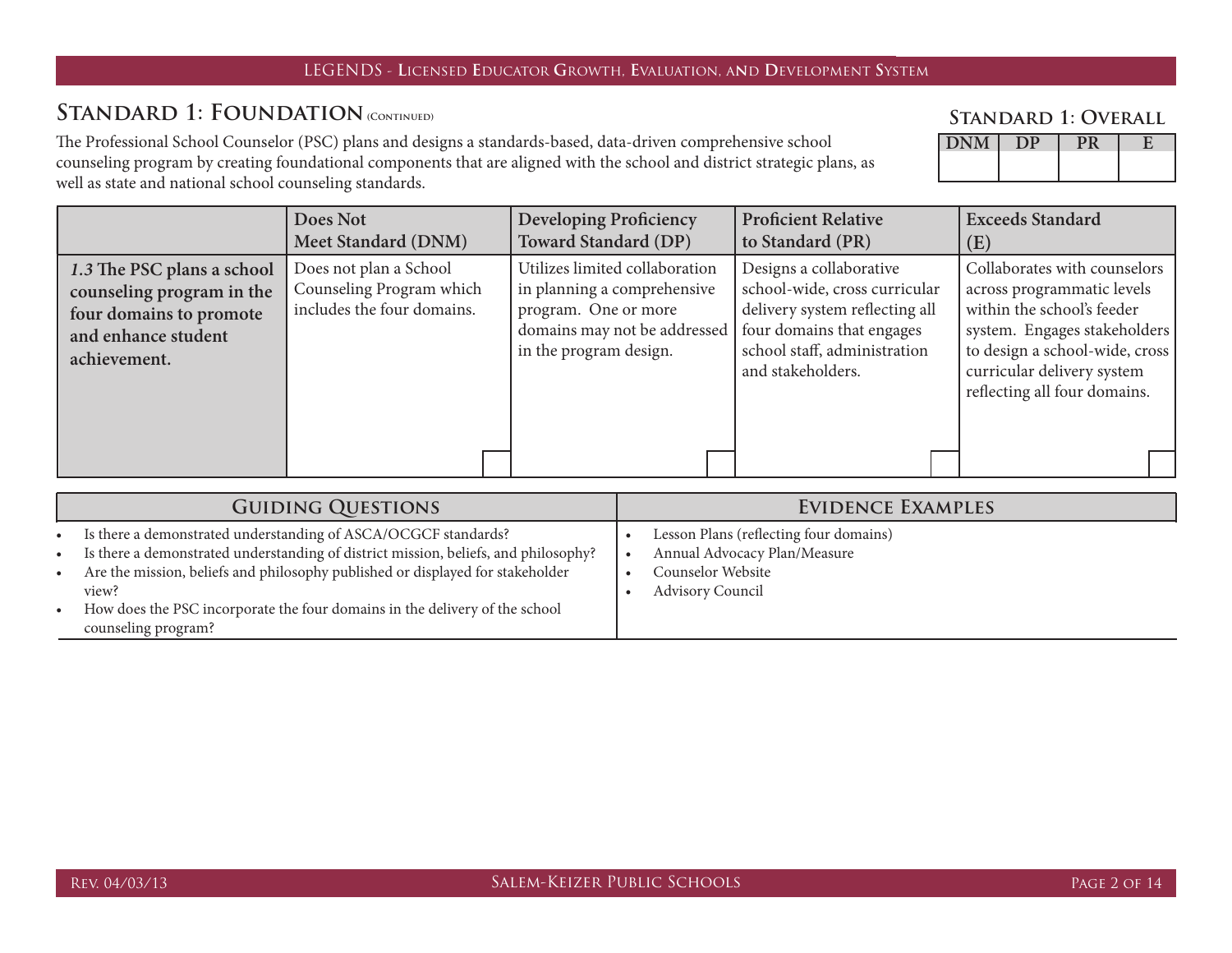## Standard 1: Foundation (Continued)

The Professional School Counselor (PSC) plans and designs a standards-based, data-driven comprehensive school counseling program by creating foundational components that are aligned with the school and district strategic plans, as well as state and national school counseling standards.

**Standard 1: Overall**

| DNM | DP | PR | E |
|---|---|---|---|
| | | | |

| | Does Not Meet Standard (DNM) | Developing Proficiency Toward Standard (DP) | Proficient Relative to Standard (PR) | Exceeds Standard (E) |
|---|---|---|---|---|
| ***1.3*** **The PSC plans a school counseling program in the four domains to promote and enhance student achievement.** | Does not plan a School Counseling Program which includes the four domains. | Utilizes limited collaboration in planning a comprehensive program. One or more domains may not be addressed in the program design. | Designs a collaborative school-wide, cross curricular delivery system reflecting all four domains that engages school staff, administration and stakeholders. | Collaborates with counselors across programmatic levels within the school's feeder system. Engages stakeholders to design a school-wide, cross curricular delivery system reflecting all four domains. |

| Guiding Questions | Evidence Examples |
|---|---|
| • Is there a demonstrated understanding of ASCA/OCGCF standards?<br>• Is there a demonstrated understanding of district mission, beliefs, and philosophy?<br>• Are the mission, beliefs and philosophy published or displayed for stakeholder view?<br>• How does the PSC incorporate the four domains in the delivery of the school counseling program? | • Lesson Plans (reflecting four domains)<br>• Annual Advocacy Plan/Measure<br>• Counselor Website<br>• Advisory Council |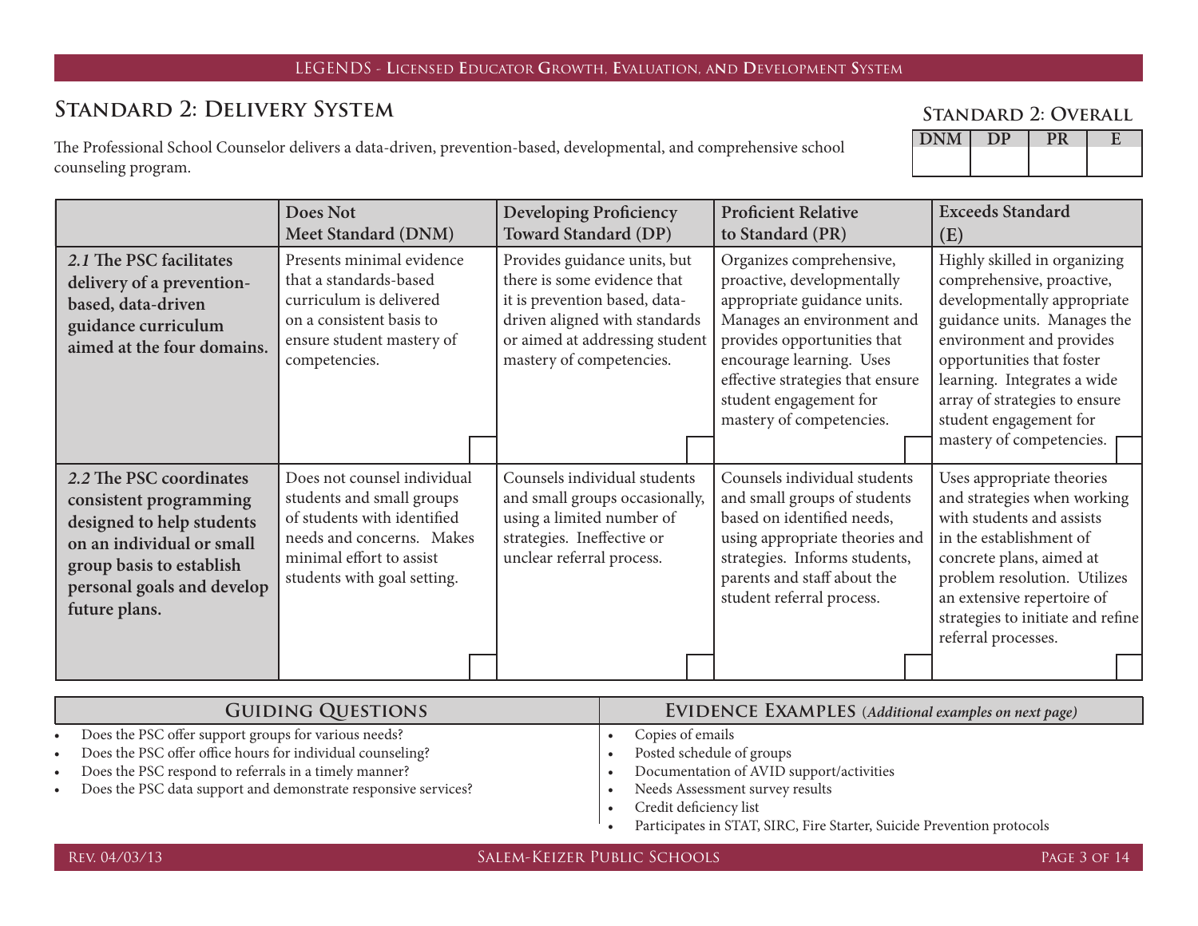## Standard 2: Delivery System

The Professional School Counselor delivers a data-driven, prevention-based, developmental, and comprehensive school counseling program.

**Standard 2: Overall**

| DNM | DP | PR | E |
|---|---|---|---|
| | | | |

| | Does Not Meet Standard (DNM) | Developing Proficiency Toward Standard (DP) | Proficient Relative to Standard (PR) | Exceeds Standard (E) |
|---|---|---|---|---|
| ***2.1* The PSC facilitates delivery of a prevention-based, data-driven guidance curriculum aimed at the four domains.** | Presents minimal evidence that a standards-based curriculum is delivered on a consistent basis to ensure student mastery of competencies. | Provides guidance units, but there is some evidence that it is prevention based, data-driven aligned with standards or aimed at addressing student mastery of competencies. | Organizes comprehensive, proactive, developmentally appropriate guidance units. Manages an environment and provides opportunities that encourage learning. Uses effective strategies that ensure student engagement for mastery of competencies. | Highly skilled in organizing comprehensive, proactive, developmentally appropriate guidance units. Manages the environment and provides opportunities that foster learning. Integrates a wide array of strategies to ensure student engagement for mastery of competencies. |
| ***2.2* The PSC coordinates consistent programming designed to help students on an individual or small group basis to establish personal goals and develop future plans.** | Does not counsel individual students and small groups of students with identified needs and concerns. Makes minimal effort to assist students with goal setting. | Counsels individual students and small groups occasionally, using a limited number of strategies. Ineffective or unclear referral process. | Counsels individual students and small groups of students based on identified needs, using appropriate theories and strategies. Informs students, parents and staff about the student referral process. | Uses appropriate theories and strategies when working with students and assists in the establishment of concrete plans, aimed at problem resolution. Utilizes an extensive repertoire of strategies to initiate and refine referral processes. |

### Guiding Questions

- Does the PSC offer support groups for various needs?
- Does the PSC offer office hours for individual counseling?
- Does the PSC respond to referrals in a timely manner?
- Does the PSC data support and demonstrate responsive services?

### Evidence Examples (*Additional examples on next page*)

- Copies of emails
- Posted schedule of groups
- Documentation of AVID support/activities
- Needs Assessment survey results
- Credit deficiency list
- Participates in STAT, SIRC, Fire Starter, Suicide Prevention protocols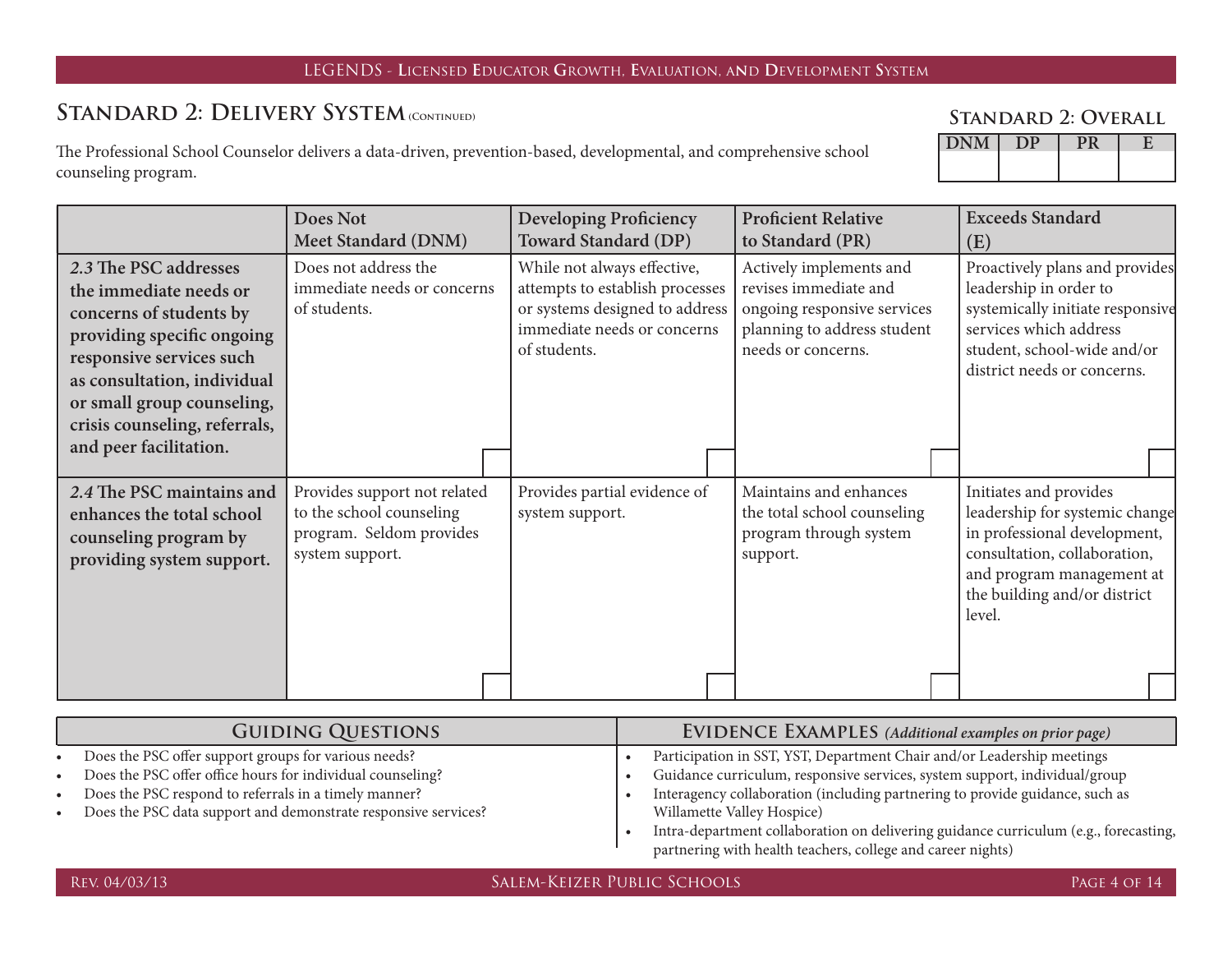## Standard 2: Delivery System (Continued)

The Professional School Counselor delivers a data-driven, prevention-based, developmental, and comprehensive school counseling program.

**Standard 2: Overall**

| DNM | DP | PR | E |
|---|---|---|---|
| | | | |

| | Does Not Meet Standard (DNM) | Developing Proficiency Toward Standard (DP) | Proficient Relative to Standard (PR) | Exceeds Standard (E) |
|---|---|---|---|---|
| ***2.3* The PSC addresses the immediate needs or concerns of students by providing specific ongoing responsive services such as consultation, individual or small group counseling, crisis counseling, referrals, and peer facilitation.** | Does not address the immediate needs or concerns of students. | While not always effective, attempts to establish processes or systems designed to address immediate needs or concerns of students. | Actively implements and revises immediate and ongoing responsive services planning to address student needs or concerns. | Proactively plans and provides leadership in order to systemically initiate responsive services which address student, school-wide and/or district needs or concerns. |
| ***2.4* The PSC maintains and enhances the total school counseling program by providing system support.** | Provides support not related to the school counseling program. Seldom provides system support. | Provides partial evidence of system support. | Maintains and enhances the total school counseling program through system support. | Initiates and provides leadership for systemic change in professional development, consultation, collaboration, and program management at the building and/or district level. |

### Guiding Questions

- Does the PSC offer support groups for various needs?
- Does the PSC offer office hours for individual counseling?
- Does the PSC respond to referrals in a timely manner?
- Does the PSC data support and demonstrate responsive services?

### Evidence Examples *(Additional examples on prior page)*

- Participation in SST, YST, Department Chair and/or Leadership meetings
- Guidance curriculum, responsive services, system support, individual/group
- Interagency collaboration (including partnering to provide guidance, such as Willamette Valley Hospice)
- Intra-department collaboration on delivering guidance curriculum (e.g., forecasting, partnering with health teachers, college and career nights)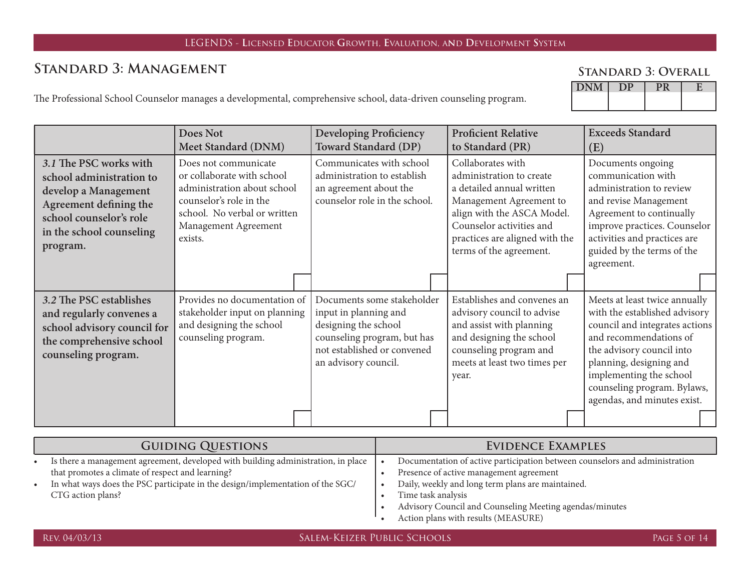## Standard 3: Management

The Professional School Counselor manages a developmental, comprehensive school, data-driven counseling program.

**Standard 3: Overall**

| DNM | DP | PR | E |
|---|---|---|---|
| | | | |

| | Does Not Meet Standard (DNM) | Developing Proficiency Toward Standard (DP) | Proficient Relative to Standard (PR) | Exceeds Standard (E) |
|---|---|---|---|---|
| ***3.1*** **The PSC works with school administration to develop a Management Agreement defining the school counselor's role in the school counseling program.** | Does not communicate or collaborate with school administration about school counselor's role in the school. No verbal or written Management Agreement exists. | Communicates with school administration to establish an agreement about the counselor role in the school. | Collaborates with administration to create a detailed annual written Management Agreement to align with the ASCA Model. Counselor activities and practices are aligned with the terms of the agreement. | Documents ongoing communication with administration to review and revise Management Agreement to continually improve practices. Counselor activities and practices are guided by the terms of the agreement. |
| ***3.2*** **The PSC establishes and regularly convenes a school advisory council for the comprehensive school counseling program.** | Provides no documentation of stakeholder input on planning and designing the school counseling program. | Documents some stakeholder input in planning and designing the school counseling program, but has not established or convened an advisory council. | Establishes and convenes an advisory council to advise and assist with planning and designing the school counseling program and meets at least two times per year. | Meets at least twice annually with the established advisory council and integrates actions and recommendations of the advisory council into planning, designing and implementing the school counseling program. Bylaws, agendas, and minutes exist. |

| Guiding Questions | Evidence Examples |
|---|---|
| • Is there a management agreement, developed with building administration, in place that promotes a climate of respect and learning?<br>• In what ways does the PSC participate in the design/implementation of the SGC/CTG action plans? | • Documentation of active participation between counselors and administration<br>• Presence of active management agreement<br>• Daily, weekly and long term plans are maintained.<br>• Time task analysis<br>• Advisory Council and Counseling Meeting agendas/minutes<br>• Action plans with results (MEASURE) |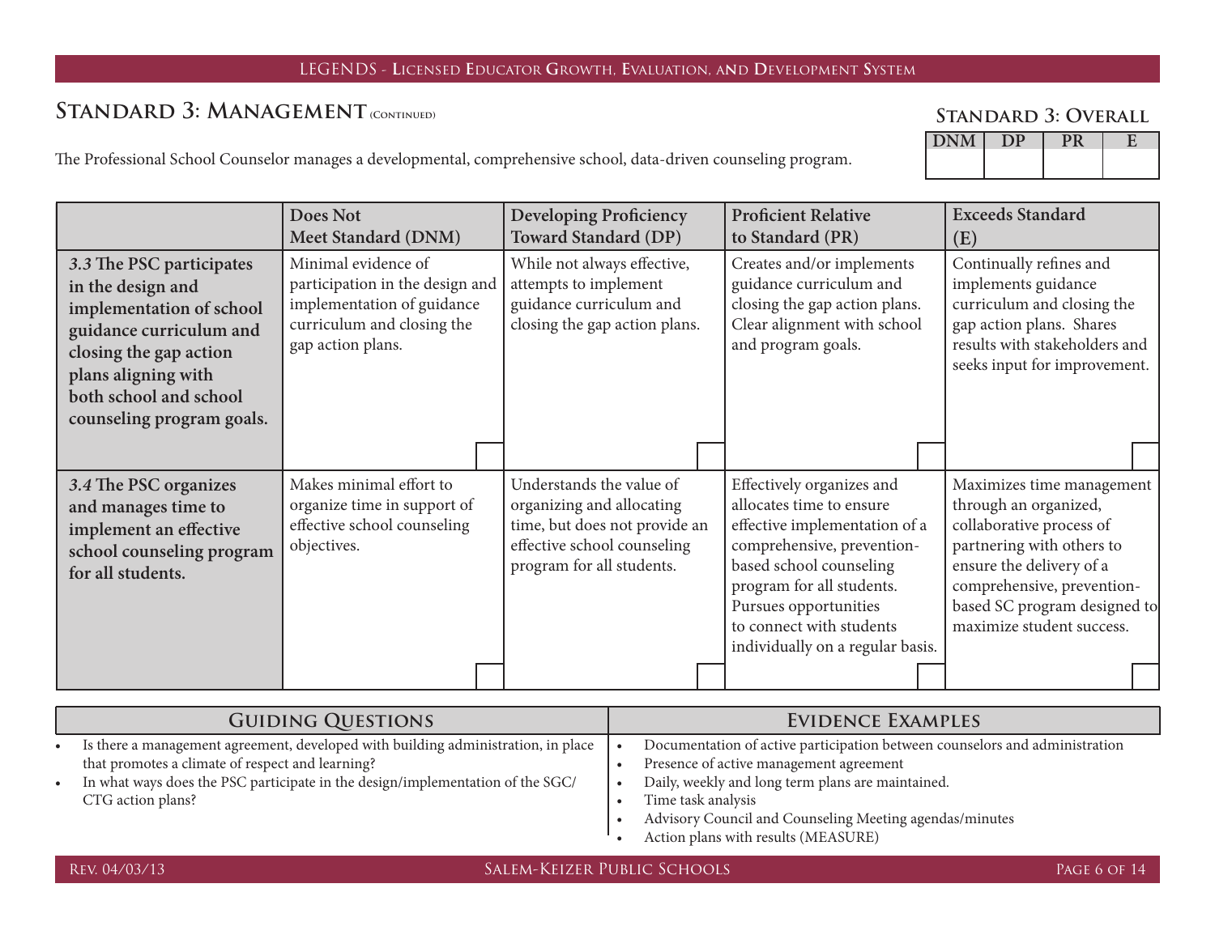## Standard 3: Management (continued)

The Professional School Counselor manages a developmental, comprehensive school, data-driven counseling program.

**Standard 3: Overall**

| DNM | DP | PR | E |
|---|---|---|---|
| | | | |

| | Does Not Meet Standard (DNM) | Developing Proficiency Toward Standard (DP) | Proficient Relative to Standard (PR) | Exceeds Standard (E) |
|---|---|---|---|---|
| ***3.3* The PSC participates in the design and implementation of school guidance curriculum and closing the gap action plans aligning with both school and school counseling program goals.** | Minimal evidence of participation in the design and implementation of guidance curriculum and closing the gap action plans. | While not always effective, attempts to implement guidance curriculum and closing the gap action plans. | Creates and/or implements guidance curriculum and closing the gap action plans. Clear alignment with school and program goals. | Continually refines and implements guidance curriculum and closing the gap action plans. Shares results with stakeholders and seeks input for improvement. |
| ***3.4* The PSC organizes and manages time to implement an effective school counseling program for all students.** | Makes minimal effort to organize time in support of effective school counseling objectives. | Understands the value of organizing and allocating time, but does not provide an effective school counseling program for all students. | Effectively organizes and allocates time to ensure effective implementation of a comprehensive, prevention-based school counseling program for all students. Pursues opportunities to connect with students individually on a regular basis. | Maximizes time management through an organized, collaborative process of partnering with others to ensure the delivery of a comprehensive, prevention-based SC program designed to maximize student success. |

### Guiding Questions

- Is there a management agreement, developed with building administration, in place that promotes a climate of respect and learning?
- In what ways does the PSC participate in the design/implementation of the SGC/CTG action plans?

### Evidence Examples

- Documentation of active participation between counselors and administration
- Presence of active management agreement
- Daily, weekly and long term plans are maintained.
- Time task analysis
- Advisory Council and Counseling Meeting agendas/minutes
- Action plans with results (MEASURE)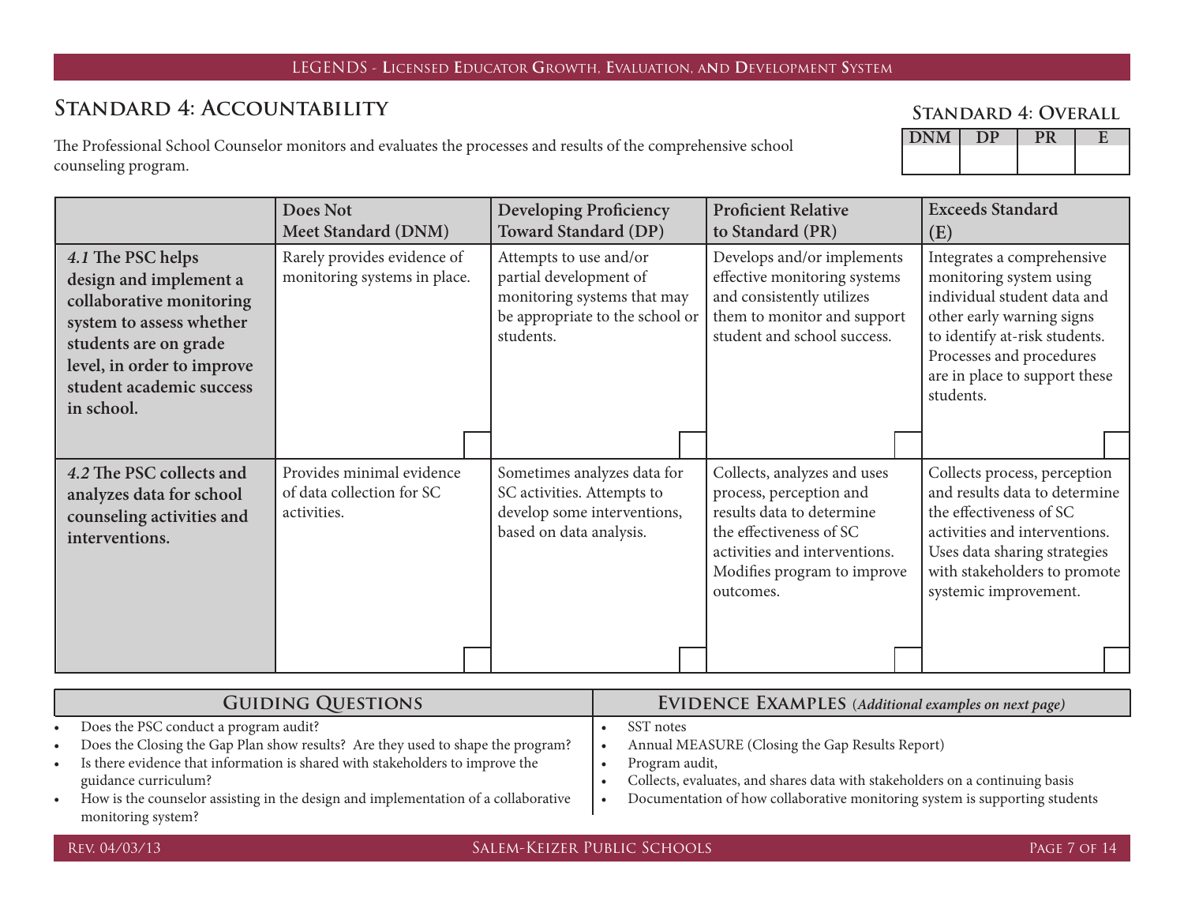## Standard 4: Accountability

The Professional School Counselor monitors and evaluates the processes and results of the comprehensive school counseling program.

**Standard 4: Overall**

| DNM | DP | PR | E |
|---|---|---|---|
| | | | |

| | Does Not Meet Standard (DNM) | Developing Proficiency Toward Standard (DP) | Proficient Relative to Standard (PR) | Exceeds Standard (E) |
|---|---|---|---|---|
| ***4.1* The PSC helps design and implement a collaborative monitoring system to assess whether students are on grade level, in order to improve student academic success in school.** | Rarely provides evidence of monitoring systems in place. | Attempts to use and/or partial development of monitoring systems that may be appropriate to the school or students. | Develops and/or implements effective monitoring systems and consistently utilizes them to monitor and support student and school success. | Integrates a comprehensive monitoring system using individual student data and other early warning signs to identify at-risk students. Processes and procedures are in place to support these students. |
| ***4.2* The PSC collects and analyzes data for school counseling activities and interventions.** | Provides minimal evidence of data collection for SC activities. | Sometimes analyzes data for SC activities. Attempts to develop some interventions, based on data analysis. | Collects, analyzes and uses process, perception and results data to determine the effectiveness of SC activities and interventions. Modifies program to improve outcomes. | Collects process, perception and results data to determine the effectiveness of SC activities and interventions. Uses data sharing strategies with stakeholders to promote systemic improvement. |

### Guiding Questions

- Does the PSC conduct a program audit?
- Does the Closing the Gap Plan show results? Are they used to shape the program?
- Is there evidence that information is shared with stakeholders to improve the guidance curriculum?
- How is the counselor assisting in the design and implementation of a collaborative monitoring system?

### Evidence Examples (*Additional examples on next page*)

- SST notes
- Annual MEASURE (Closing the Gap Results Report)
- Program audit,
- Collects, evaluates, and shares data with stakeholders on a continuing basis
- Documentation of how collaborative monitoring system is supporting students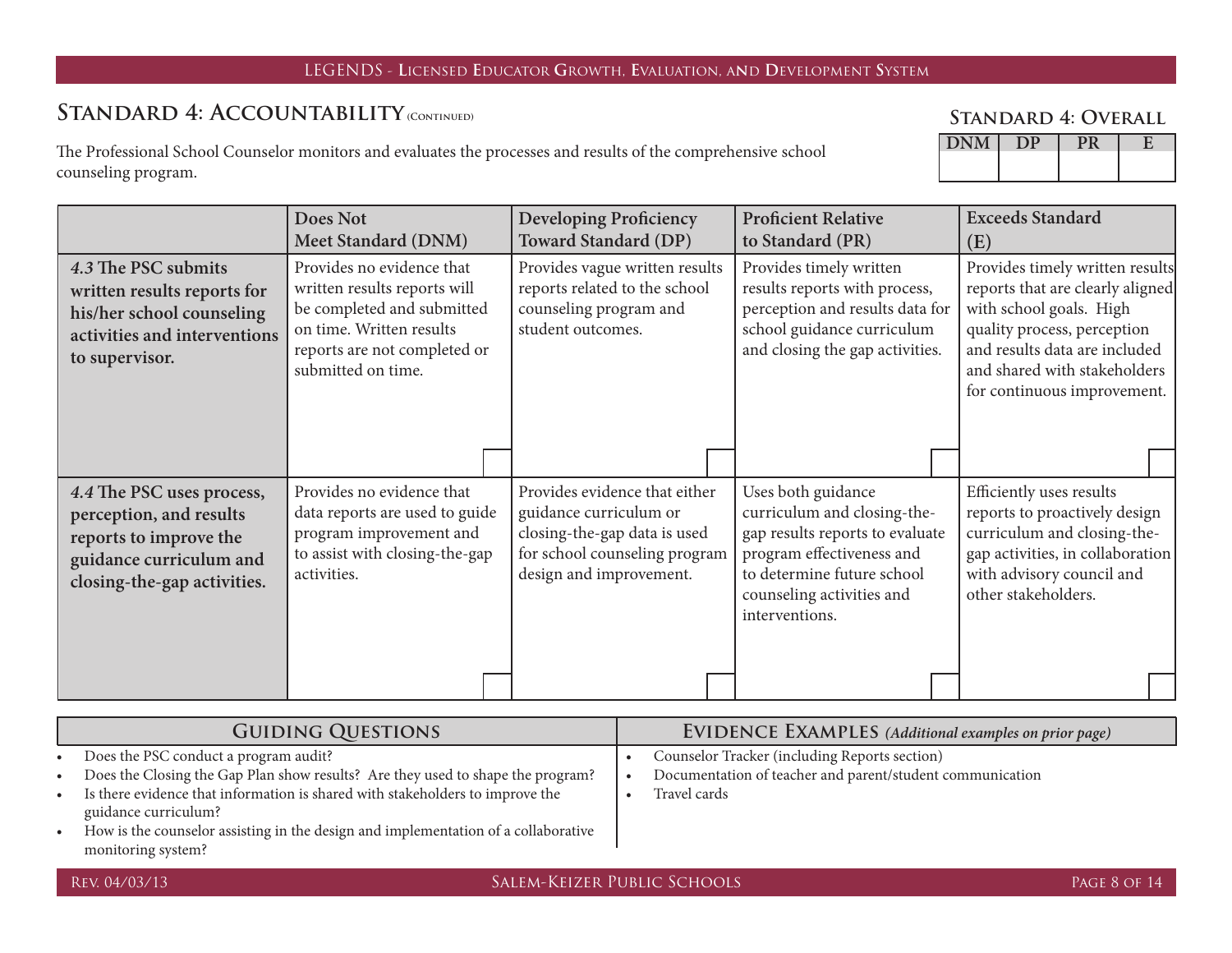## Standard 4: Accountability (Continued)

The Professional School Counselor monitors and evaluates the processes and results of the comprehensive school counseling program.

**Standard 4: Overall**

| DNM | DP | PR | E |
|---|---|---|---|
| | | | |

| | Does Not Meet Standard (DNM) | Developing Proficiency Toward Standard (DP) | Proficient Relative to Standard (PR) | Exceeds Standard (E) |
|---|---|---|---|---|
| ***4.3* The PSC submits written results reports for his/her school counseling activities and interventions to supervisor.** | Provides no evidence that written results reports will be completed and submitted on time. Written results reports are not completed or submitted on time. | Provides vague written results reports related to the school counseling program and student outcomes. | Provides timely written results reports with process, perception and results data for school guidance curriculum and closing the gap activities. | Provides timely written results reports that are clearly aligned with school goals. High quality process, perception and results data are included and shared with stakeholders for continuous improvement. |
| ***4.4* The PSC uses process, perception, and results reports to improve the guidance curriculum and closing-the-gap activities.** | Provides no evidence that data reports are used to guide program improvement and to assist with closing-the-gap activities. | Provides evidence that either guidance curriculum or closing-the-gap data is used for school counseling program design and improvement. | Uses both guidance curriculum and closing-the-gap results reports to evaluate program effectiveness and to determine future school counseling activities and interventions. | Efficiently uses results reports to proactively design curriculum and closing-the-gap activities, in collaboration with advisory council and other stakeholders. |

### Guiding Questions

- Does the PSC conduct a program audit?
- Does the Closing the Gap Plan show results? Are they used to shape the program?
- Is there evidence that information is shared with stakeholders to improve the guidance curriculum?
- How is the counselor assisting in the design and implementation of a collaborative monitoring system?

### Evidence Examples *(Additional examples on prior page)*

- Counselor Tracker (including Reports section)
- Documentation of teacher and parent/student communication
- Travel cards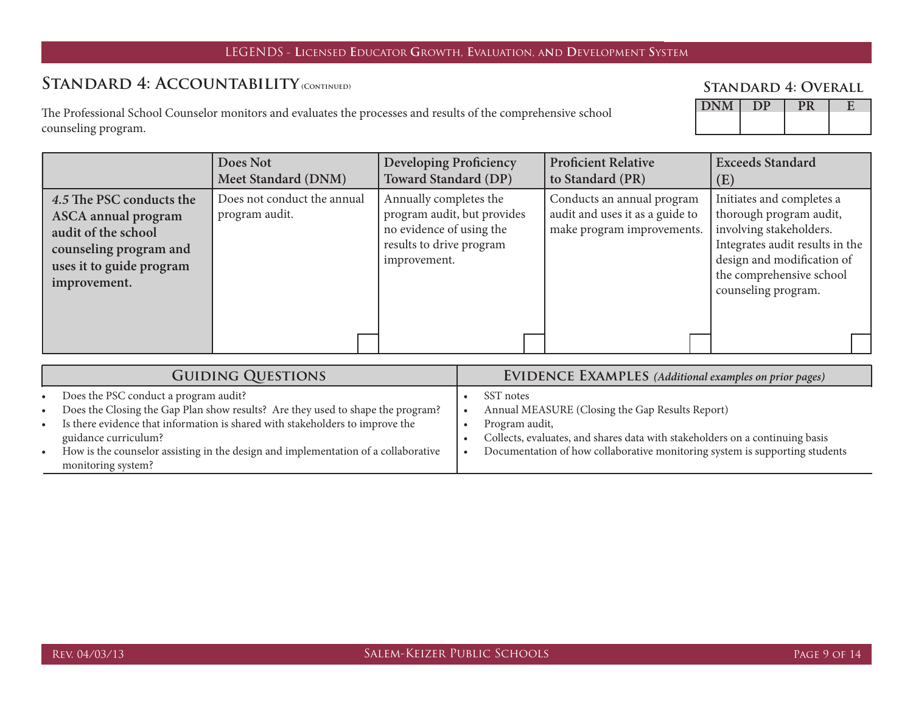## Standard 4: Accountability (Continued)

The Professional School Counselor monitors and evaluates the processes and results of the comprehensive school counseling program.

**Standard 4: Overall**

| DNM | DP | PR | E |
|---|---|---|---|
| | | | |

| | Does Not Meet Standard (DNM) | Developing Proficiency Toward Standard (DP) | Proficient Relative to Standard (PR) | Exceeds Standard (E) |
|---|---|---|---|---|
| ***4.5* The PSC conducts the ASCA annual program audit of the school counseling program and uses it to guide program improvement.** | Does not conduct the annual program audit. | Annually completes the program audit, but provides no evidence of using the results to drive program improvement. | Conducts an annual program audit and uses it as a guide to make program improvements. | Initiates and completes a thorough program audit, involving stakeholders. Integrates audit results in the design and modification of the comprehensive school counseling program. |

| Guiding Questions | Evidence Examples *(Additional examples on prior pages)* |
|---|---|
| • Does the PSC conduct a program audit?<br>• Does the Closing the Gap Plan show results? Are they used to shape the program?<br>• Is there evidence that information is shared with stakeholders to improve the guidance curriculum?<br>• How is the counselor assisting in the design and implementation of a collaborative monitoring system? | • SST notes<br>• Annual MEASURE (Closing the Gap Results Report)<br>• Program audit,<br>• Collects, evaluates, and shares data with stakeholders on a continuing basis<br>• Documentation of how collaborative monitoring system is supporting students |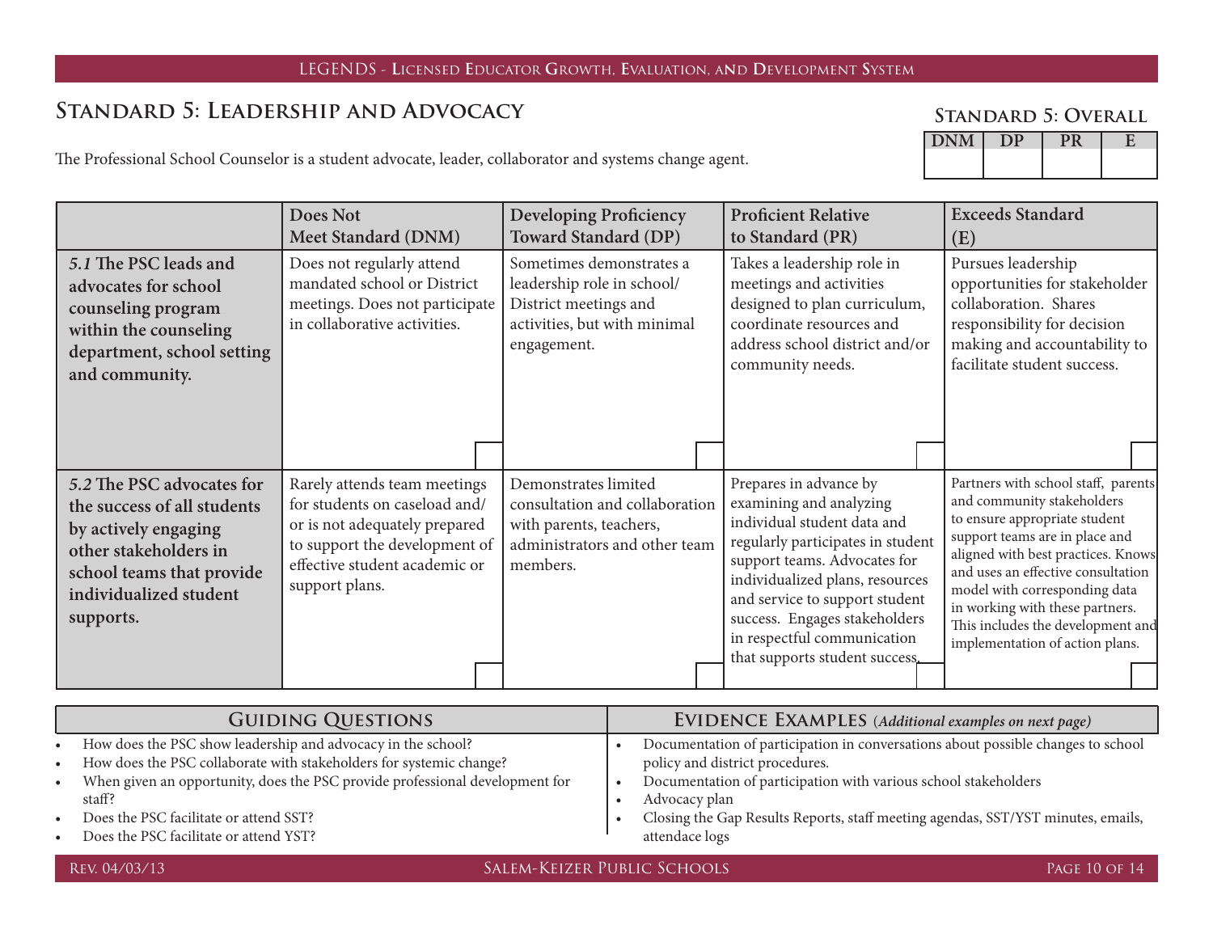## Standard 5: Leadership and Advocacy

The Professional School Counselor is a student advocate, leader, collaborator and systems change agent.

**Standard 5: Overall**

| DNM | DP | PR | E |
|---|---|---|---|
| | | | |

| | Does Not Meet Standard (DNM) | Developing Proficiency Toward Standard (DP) | Proficient Relative to Standard (PR) | Exceeds Standard (E) |
|---|---|---|---|---|
| ***5.1* The PSC leads and advocates for school counseling program within the counseling department, school setting and community.** | Does not regularly attend mandated school or District meetings. Does not participate in collaborative activities. | Sometimes demonstrates a leadership role in school/ District meetings and activities, but with minimal engagement. | Takes a leadership role in meetings and activities designed to plan curriculum, coordinate resources and address school district and/or community needs. | Pursues leadership opportunities for stakeholder collaboration. Shares responsibility for decision making and accountability to facilitate student success. |
| ***5.2* The PSC advocates for the success of all students by actively engaging other stakeholders in school teams that provide individualized student supports.** | Rarely attends team meetings for students on caseload and/ or is not adequately prepared to support the development of effective student academic or support plans. | Demonstrates limited consultation and collaboration with parents, teachers, administrators and other team members. | Prepares in advance by examining and analyzing individual student data and regularly participates in student support teams. Advocates for individualized plans, resources and service to support student success. Engages stakeholders in respectful communication that supports student success. | Partners with school staff, parents and community stakeholders to ensure appropriate student support teams are in place and aligned with best practices. Knows and uses an effective consultation model with corresponding data in working with these partners. This includes the development and implementation of action plans. |

### Guiding Questions

- How does the PSC show leadership and advocacy in the school?
- How does the PSC collaborate with stakeholders for systemic change?
- When given an opportunity, does the PSC provide professional development for staff?
- Does the PSC facilitate or attend SST?
- Does the PSC facilitate or attend YST?

### Evidence Examples (*Additional examples on next page*)

- Documentation of participation in conversations about possible changes to school policy and district procedures.
- Documentation of participation with various school stakeholders
- Advocacy plan
- Closing the Gap Results Reports, staff meeting agendas, SST/YST minutes, emails, attendace logs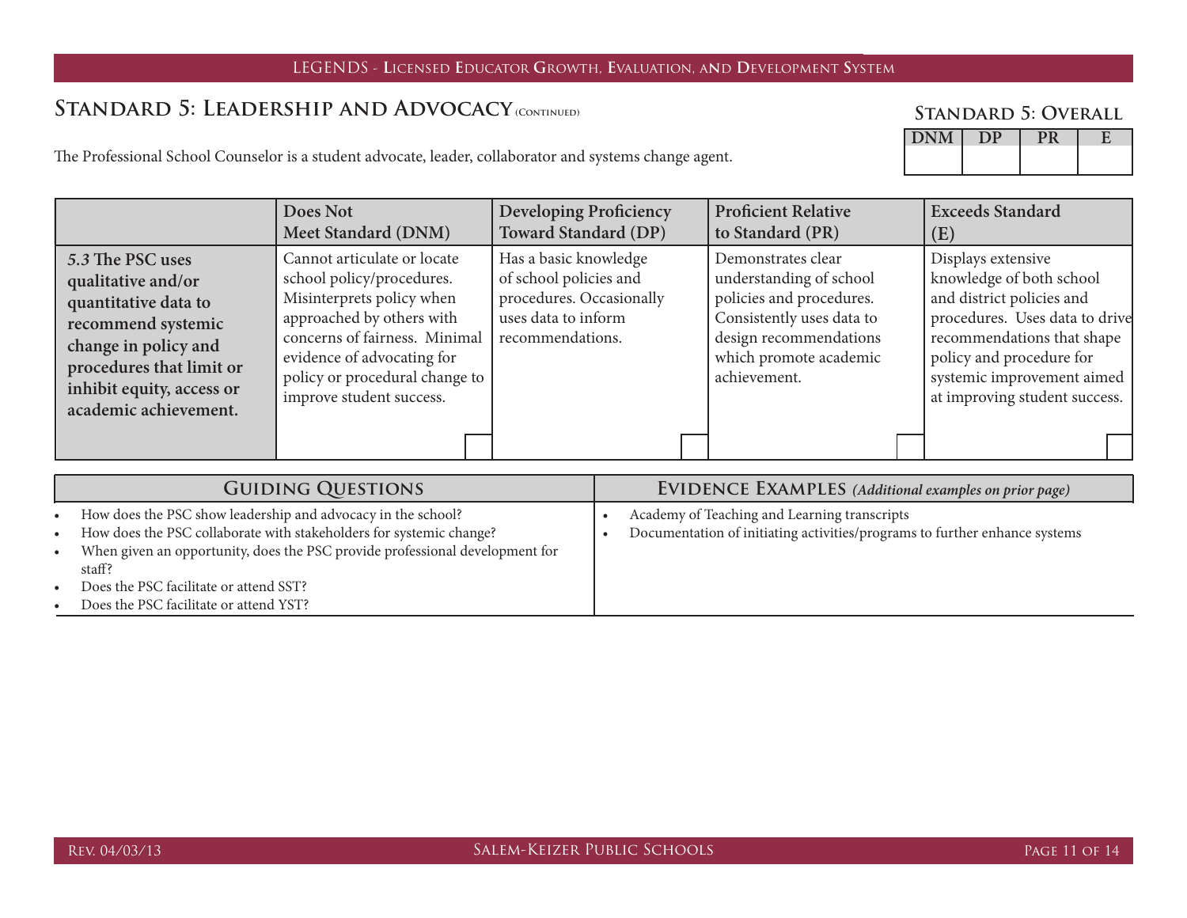## Standard 5: Leadership and Advocacy (Continued)

The Professional School Counselor is a student advocate, leader, collaborator and systems change agent.

**Standard 5: Overall**

| DNM | DP | PR | E |
|---|---|---|---|
| | | | |

| | Does Not Meet Standard (DNM) | Developing Proficiency Toward Standard (DP) | Proficient Relative to Standard (PR) | Exceeds Standard (E) |
|---|---|---|---|---|
| ***5.3* The PSC uses qualitative and/or quantitative data to recommend systemic change in policy and procedures that limit or inhibit equity, access or academic achievement.** | Cannot articulate or locate school policy/procedures. Misinterprets policy when approached by others with concerns of fairness. Minimal evidence of advocating for policy or procedural change to improve student success. | Has a basic knowledge of school policies and procedures. Occasionally uses data to inform recommendations. | Demonstrates clear understanding of school policies and procedures. Consistently uses data to design recommendations which promote academic achievement. | Displays extensive knowledge of both school and district policies and procedures. Uses data to drive recommendations that shape policy and procedure for systemic improvement aimed at improving student success. |

| Guiding Questions | Evidence Examples *(Additional examples on prior page)* |
|---|---|
| • How does the PSC show leadership and advocacy in the school?<br>• How does the PSC collaborate with stakeholders for systemic change?<br>• When given an opportunity, does the PSC provide professional development for staff?<br>• Does the PSC facilitate or attend SST?<br>• Does the PSC facilitate or attend YST? | • Academy of Teaching and Learning transcripts<br>• Documentation of initiating activities/programs to further enhance systems |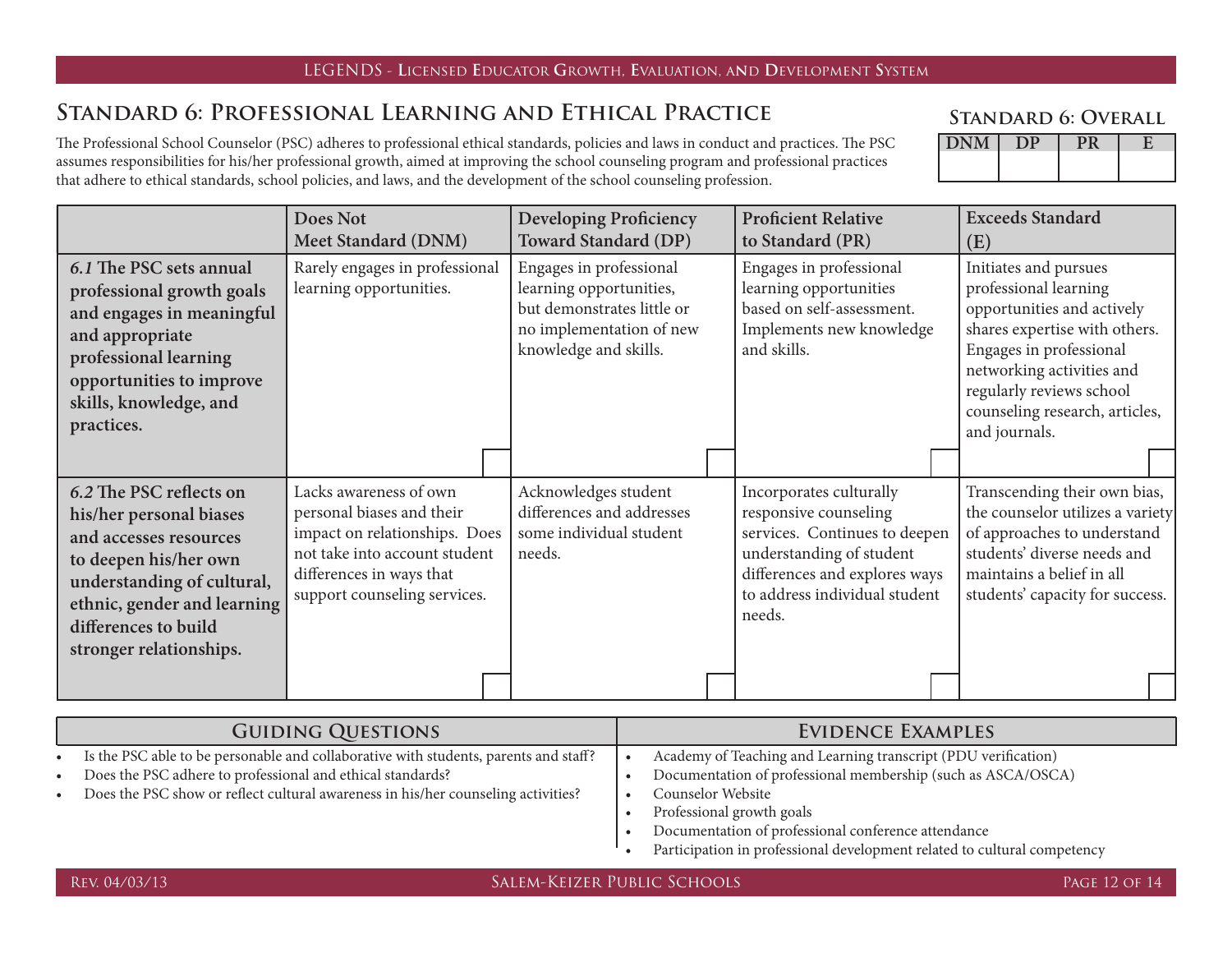## Standard 6: Professional Learning and Ethical Practice

The Professional School Counselor (PSC) adheres to professional ethical standards, policies and laws in conduct and practices. The PSC assumes responsibilities for his/her professional growth, aimed at improving the school counseling program and professional practices that adhere to ethical standards, school policies, and laws, and the development of the school counseling profession.

### Standard 6: Overall

| DNM | DP | PR | E |
|---|---|---|---|
| | | | |

| | Does Not Meet Standard (DNM) | Developing Proficiency Toward Standard (DP) | Proficient Relative to Standard (PR) | Exceeds Standard (E) |
|---|---|---|---|---|
| ***6.1* The PSC sets annual professional growth goals and engages in meaningful and appropriate professional learning opportunities to improve skills, knowledge, and practices.** | Rarely engages in professional learning opportunities. | Engages in professional learning opportunities, but demonstrates little or no implementation of new knowledge and skills. | Engages in professional learning opportunities based on self-assessment. Implements new knowledge and skills. | Initiates and pursues professional learning opportunities and actively shares expertise with others. Engages in professional networking activities and regularly reviews school counseling research, articles, and journals. |
| ***6.2* The PSC reflects on his/her personal biases and accesses resources to deepen his/her own understanding of cultural, ethnic, gender and learning differences to build stronger relationships.** | Lacks awareness of own personal biases and their impact on relationships. Does not take into account student differences in ways that support counseling services. | Acknowledges student differences and addresses some individual student needs. | Incorporates culturally responsive counseling services. Continues to deepen understanding of student differences and explores ways to address individual student needs. | Transcending their own bias, the counselor utilizes a variety of approaches to understand students' diverse needs and maintains a belief in all students' capacity for success. |

### Guiding Questions

- Is the PSC able to be personable and collaborative with students, parents and staff?
- Does the PSC adhere to professional and ethical standards?
- Does the PSC show or reflect cultural awareness in his/her counseling activities?

### Evidence Examples

- Academy of Teaching and Learning transcript (PDU verification)
- Documentation of professional membership (such as ASCA/OSCA)
- Counselor Website
- Professional growth goals
- Documentation of professional conference attendance
- Participation in professional development related to cultural competency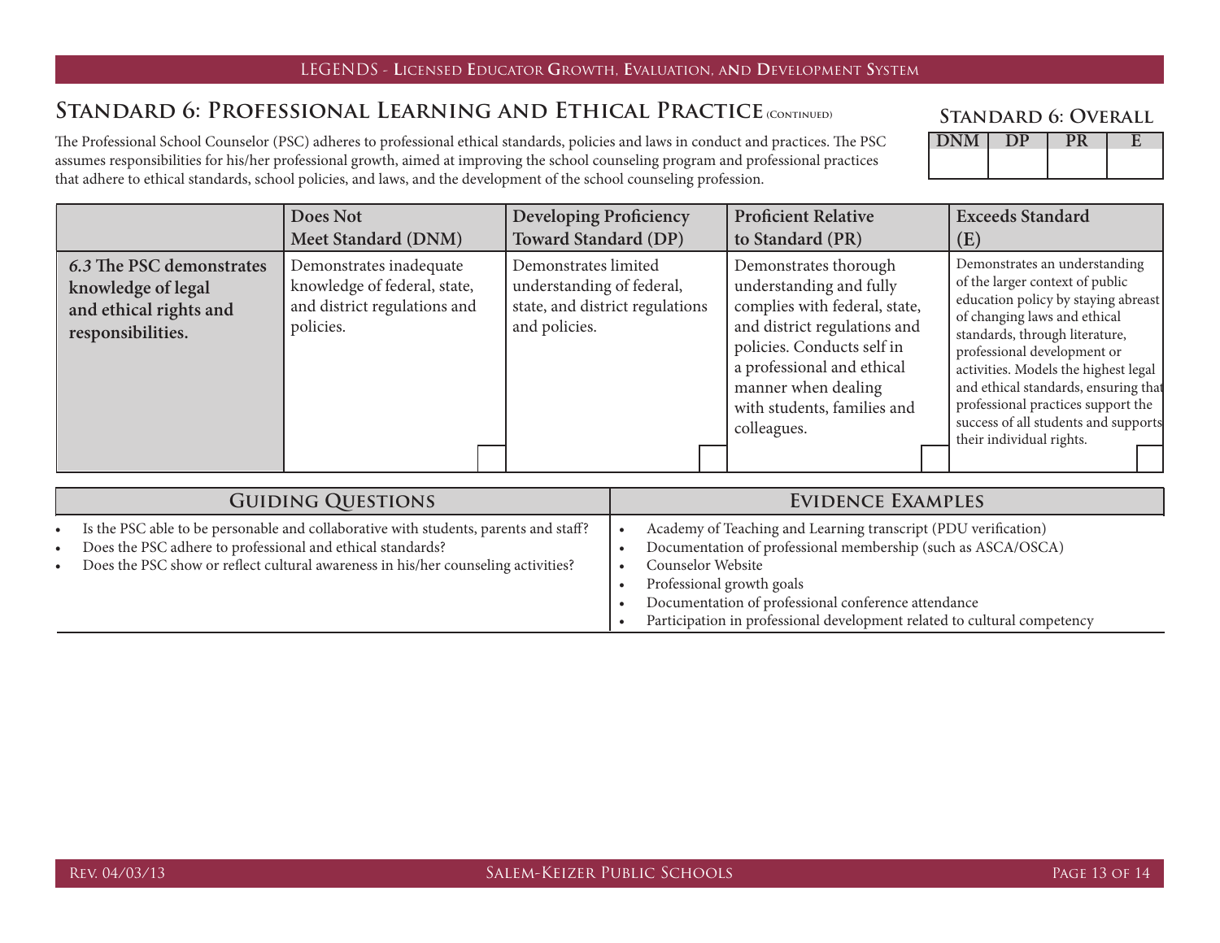## Standard 6: Professional Learning and Ethical Practice (Continued)

The Professional School Counselor (PSC) adheres to professional ethical standards, policies and laws in conduct and practices. The PSC assumes responsibilities for his/her professional growth, aimed at improving the school counseling program and professional practices that adhere to ethical standards, school policies, and laws, and the development of the school counseling profession.

### Standard 6: Overall

| DNM | DP | PR | E |
|---|---|---|---|
| | | | |

| | Does Not Meet Standard (DNM) | Developing Proficiency Toward Standard (DP) | Proficient Relative to Standard (PR) | Exceeds Standard (E) |
|---|---|---|---|---|
| ***6.3* The PSC demonstrates knowledge of legal and ethical rights and responsibilities.** | Demonstrates inadequate knowledge of federal, state, and district regulations and policies. | Demonstrates limited understanding of federal, state, and district regulations and policies. | Demonstrates thorough understanding and fully complies with federal, state, and district regulations and policies. Conducts self in a professional and ethical manner when dealing with students, families and colleagues. | Demonstrates an understanding of the larger context of public education policy by staying abreast of changing laws and ethical standards, through literature, professional development or activities. Models the highest legal and ethical standards, ensuring that professional practices support the success of all students and supports their individual rights. |

| Guiding Questions | Evidence Examples |
|---|---|
| • Is the PSC able to be personable and collaborative with students, parents and staff?<br>• Does the PSC adhere to professional and ethical standards?<br>• Does the PSC show or reflect cultural awareness in his/her counseling activities? | • Academy of Teaching and Learning transcript (PDU verification)<br>• Documentation of professional membership (such as ASCA/OSCA)<br>• Counselor Website<br>• Professional growth goals<br>• Documentation of professional conference attendance<br>• Participation in professional development related to cultural competency |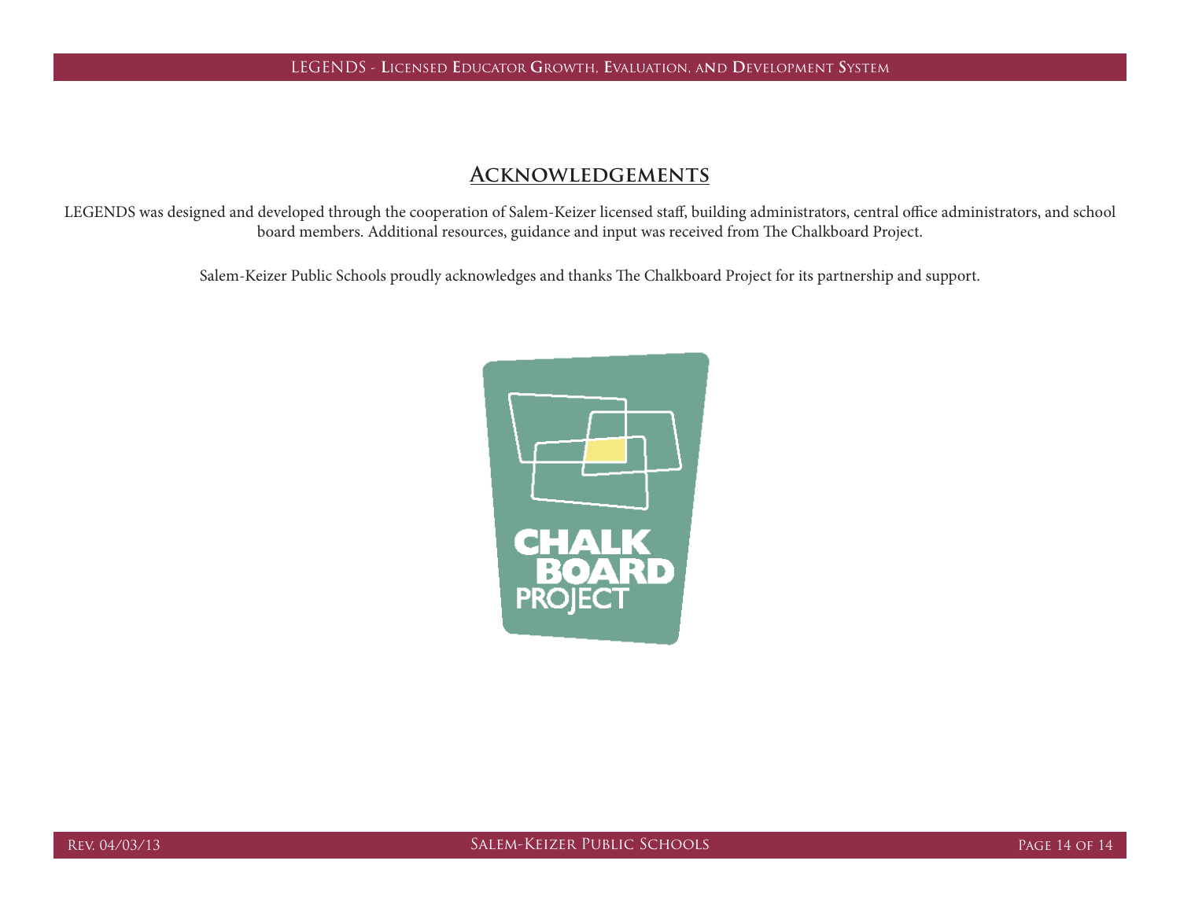## Acknowledgements

LEGENDS was designed and developed through the cooperation of Salem-Keizer licensed staff, building administrators, central office administrators, and school board members. Additional resources, guidance and input was received from The Chalkboard Project.

Salem-Keizer Public Schools proudly acknowledges and thanks The Chalkboard Project for its partnership and support.

CHALK
BOARD
PROJECT